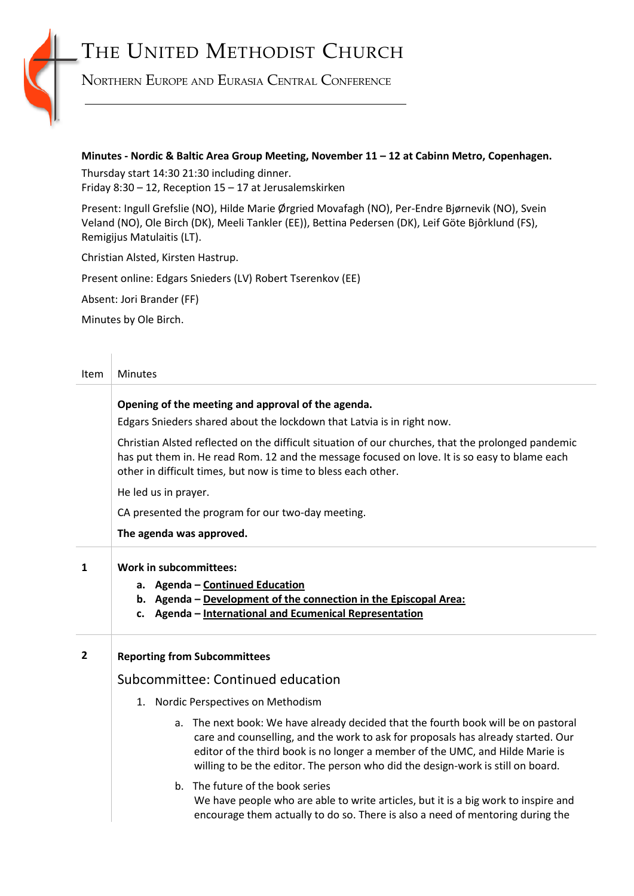# The United Methodist Church

Northern Europe and Eurasia Central Conference

**Minutes - Nordic & Baltic Area Group Meeting, November 11 – 12 at Cabinn Metro, Copenhagen.**

Thursday start 14:30 21:30 including dinner.
Friday 8:30 – 12, Reception 15 – 17 at Jerusalemskirken

Present: Ingull Grefslie (NO), Hilde Marie Ørgried Movafagh (NO), Per-Endre Bjørnevik (NO), Svein Veland (NO), Ole Birch (DK), Meeli Tankler (EE)), Bettina Pedersen (DK), Leif Göte Bjôrklund (FS), Remigijus Matulaitis (LT).

Christian Alsted, Kirsten Hastrup.

Present online: Edgars Snieders (LV) Robert Tserenkov (EE)

Absent: Jori Brander (FF)

Minutes by Ole Birch.

| Item | Minutes |
|---|---|
| | **Opening of the meeting and approval of the agenda.**<br>Edgars Snieders shared about the lockdown that Latvia is in right now.<br>Christian Alsted reflected on the difficult situation of our churches, that the prolonged pandemic has put them in. He read Rom. 12 and the message focused on love. It is so easy to blame each other in difficult times, but now is time to bless each other.<br>He led us in prayer.<br>CA presented the program for our two-day meeting.<br>**The agenda was approved.** |
| **1** | **Work in subcommittees:**<br>**a. Agenda – Continued Education**<br>**b. Agenda – Development of the connection in the Episcopal Area:**<br>**c. Agenda – International and Ecumenical Representation** |
| **2** | **Reporting from Subcommittees**<br>Subcommittee: Continued education<br>1. Nordic Perspectives on Methodism<br>a. The next book: We have already decided that the fourth book will be on pastoral care and counselling, and the work to ask for proposals has already started. Our editor of the third book is no longer a member of the UMC, and Hilde Marie is willing to be the editor. The person who did the design-work is still on board.<br>b. The future of the book series<br>We have people who are able to write articles, but it is a big work to inspire and encourage them actually to do so. There is also a need of mentoring during the |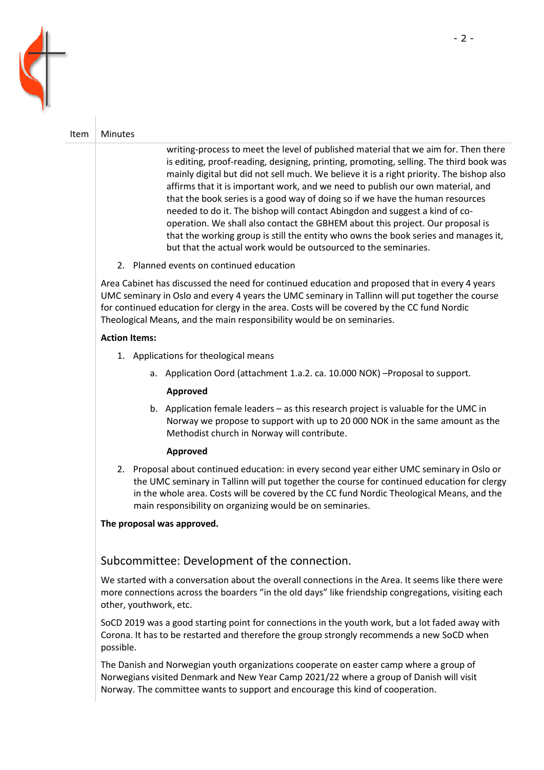| Item | Minutes |
|---|---|

writing-process to meet the level of published material that we aim for. Then there is editing, proof-reading, designing, printing, promoting, selling. The third book was mainly digital but did not sell much. We believe it is a right priority. The bishop also affirms that it is important work, and we need to publish our own material, and that the book series is a good way of doing so if we have the human resources needed to do it. The bishop will contact Abingdon and suggest a kind of co-operation. We shall also contact the GBHEM about this project. Our proposal is that the working group is still the entity who owns the book series and manages it, but that the actual work would be outsourced to the seminaries.

2. Planned events on continued education

Area Cabinet has discussed the need for continued education and proposed that in every 4 years UMC seminary in Oslo and every 4 years the UMC seminary in Tallinn will put together the course for continued education for clergy in the area. Costs will be covered by the CC fund Nordic Theological Means, and the main responsibility would be on seminaries.

**Action Items:**

1. Applications for theological means
    a. Application Oord (attachment 1.a.2. ca. 10.000 NOK) –Proposal to support.

       **Approved**

    b. Application female leaders – as this research project is valuable for the UMC in Norway we propose to support with up to 20 000 NOK in the same amount as the Methodist church in Norway will contribute.

       **Approved**

2. Proposal about continued education: in every second year either UMC seminary in Oslo or the UMC seminary in Tallinn will put together the course for continued education for clergy in the whole area. Costs will be covered by the CC fund Nordic Theological Means, and the main responsibility on organizing would be on seminaries.

**The proposal was approved.**

## Subcommittee: Development of the connection.

We started with a conversation about the overall connections in the Area. It seems like there were more connections across the boarders "in the old days" like friendship congregations, visiting each other, youthwork, etc.

SoCD 2019 was a good starting point for connections in the youth work, but a lot faded away with Corona. It has to be restarted and therefore the group strongly recommends a new SoCD when possible.

The Danish and Norwegian youth organizations cooperate on easter camp where a group of Norwegians visited Denmark and New Year Camp 2021/22 where a group of Danish will visit Norway. The committee wants to support and encourage this kind of cooperation.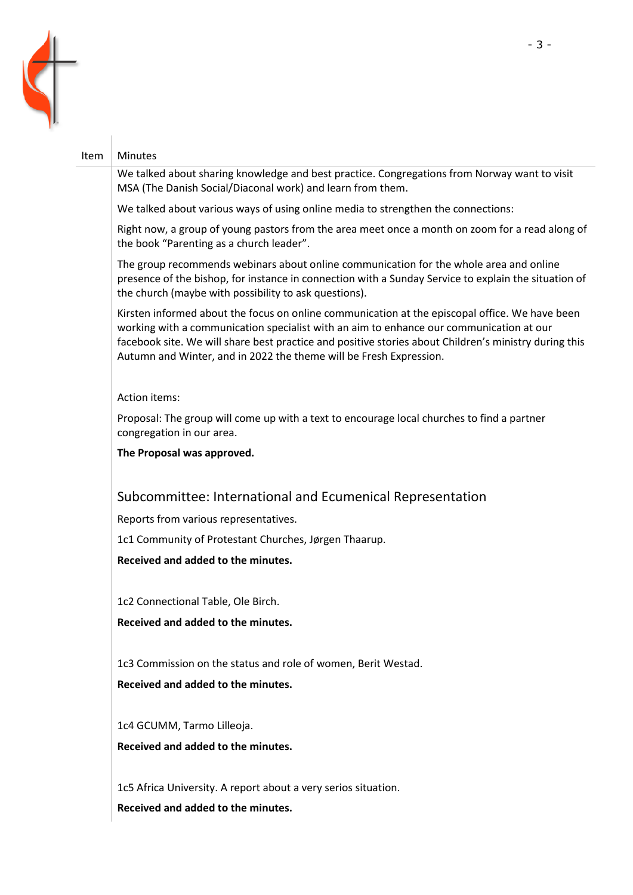| Item | Minutes |
|---|---|

We talked about sharing knowledge and best practice. Congregations from Norway want to visit MSA (The Danish Social/Diaconal work) and learn from them.

We talked about various ways of using online media to strengthen the connections:

Right now, a group of young pastors from the area meet once a month on zoom for a read along of the book "Parenting as a church leader".

The group recommends webinars about online communication for the whole area and online presence of the bishop, for instance in connection with a Sunday Service to explain the situation of the church (maybe with possibility to ask questions).

Kirsten informed about the focus on online communication at the episcopal office. We have been working with a communication specialist with an aim to enhance our communication at our facebook site. We will share best practice and positive stories about Children's ministry during this Autumn and Winter, and in 2022 the theme will be Fresh Expression.

Action items:

Proposal: The group will come up with a text to encourage local churches to find a partner congregation in our area.

**The Proposal was approved.**

## Subcommittee: International and Ecumenical Representation

Reports from various representatives.

1c1 Community of Protestant Churches, Jørgen Thaarup.

**Received and added to the minutes.**

1c2 Connectional Table, Ole Birch.

**Received and added to the minutes.**

1c3 Commission on the status and role of women, Berit Westad.

**Received and added to the minutes.**

1c4 GCUMM, Tarmo Lilleoja.

**Received and added to the minutes.**

1c5 Africa University. A report about a very serios situation.

**Received and added to the minutes.**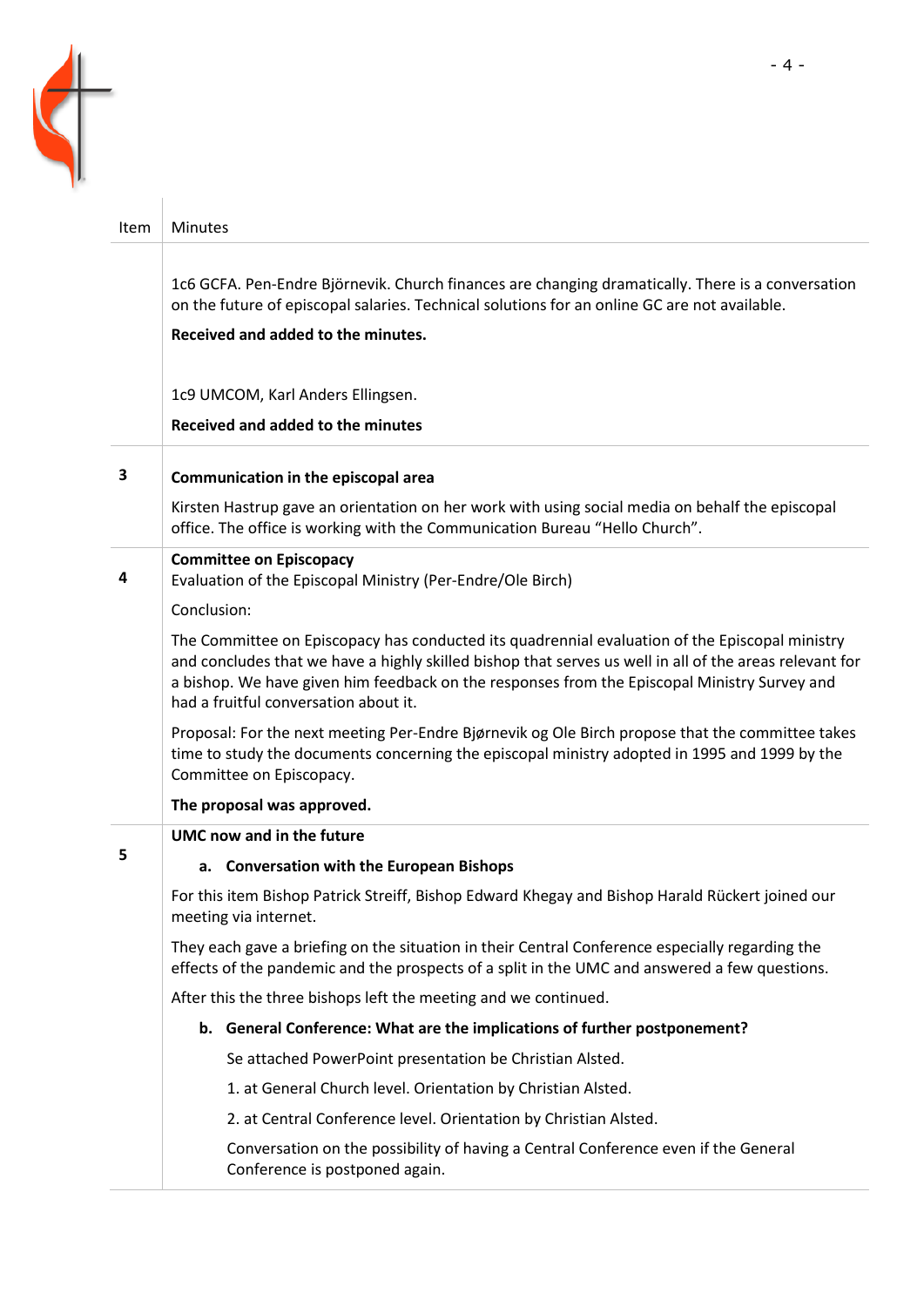| Item | Minutes |
| --- | --- |
| | 1c6 GCFA. Pen-Endre Björnevik. Church finances are changing dramatically. There is a conversation on the future of episcopal salaries. Technical solutions for an online GC are not available.<br><br>**Received and added to the minutes.**<br><br>1c9 UMCOM, Karl Anders Ellingsen.<br><br>**Received and added to the minutes** |
| **3** | **Communication in the episcopal area**<br><br>Kirsten Hastrup gave an orientation on her work with using social media on behalf the episcopal office. The office is working with the Communication Bureau "Hello Church". |
| **4** | **Committee on Episcopacy**<br>Evaluation of the Episcopal Ministry (Per-Endre/Ole Birch)<br><br>Conclusion:<br><br>The Committee on Episcopacy has conducted its quadrennial evaluation of the Episcopal ministry and concludes that we have a highly skilled bishop that serves us well in all of the areas relevant for a bishop. We have given him feedback on the responses from the Episcopal Ministry Survey and had a fruitful conversation about it.<br><br>Proposal: For the next meeting Per-Endre Bjørnevik og Ole Birch propose that the committee takes time to study the documents concerning the episcopal ministry adopted in 1995 and 1999 by the Committee on Episcopacy.<br><br>**The proposal was approved.** |
| **5** | **UMC now and in the future**<br><br>**a. Conversation with the European Bishops**<br><br>For this item Bishop Patrick Streiff, Bishop Edward Khegay and Bishop Harald Rückert joined our meeting via internet.<br><br>They each gave a briefing on the situation in their Central Conference especially regarding the effects of the pandemic and the prospects of a split in the UMC and answered a few questions.<br><br>After this the three bishops left the meeting and we continued.<br><br>**b. General Conference: What are the implications of further postponement?**<br><br>Se attached PowerPoint presentation be Christian Alsted.<br><br>1. at General Church level. Orientation by Christian Alsted.<br><br>2. at Central Conference level. Orientation by Christian Alsted.<br><br>Conversation on the possibility of having a Central Conference even if the General Conference is postponed again. |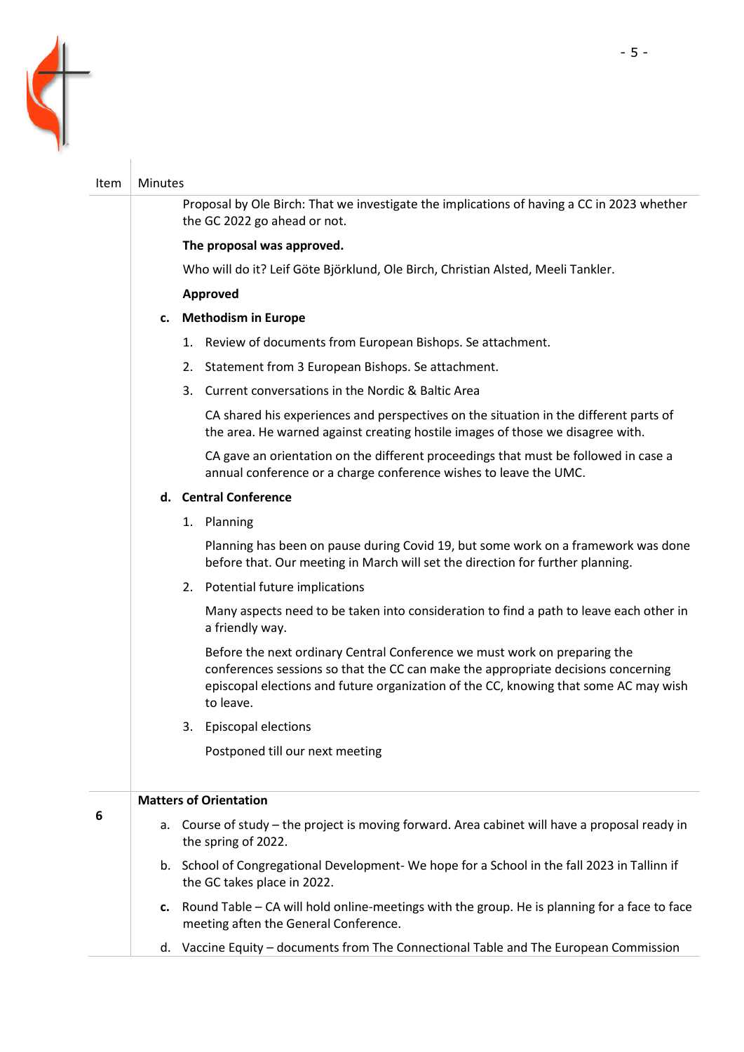| Item | Minutes |
|---|---|
| | Proposal by Ole Birch: That we investigate the implications of having a CC in 2023 whether the GC 2022 go ahead or not.<br><br>**The proposal was approved.**<br><br>Who will do it? Leif Göte Björklund, Ole Birch, Christian Alsted, Meeli Tankler.<br><br>**Approved**<br><br>**c. Methodism in Europe**<br><br>1. Review of documents from European Bishops. Se attachment.<br>2. Statement from 3 European Bishops. Se attachment.<br>3. Current conversations in the Nordic & Baltic Area<br><br>CA shared his experiences and perspectives on the situation in the different parts of the area. He warned against creating hostile images of those we disagree with.<br><br>CA gave an orientation on the different proceedings that must be followed in case a annual conference or a charge conference wishes to leave the UMC.<br><br>**d. Central Conference**<br><br>1. Planning<br><br>Planning has been on pause during Covid 19, but some work on a framework was done before that. Our meeting in March will set the direction for further planning.<br><br>2. Potential future implications<br><br>Many aspects need to be taken into consideration to find a path to leave each other in a friendly way.<br><br>Before the next ordinary Central Conference we must work on preparing the conferences sessions so that the CC can make the appropriate decisions concerning episcopal elections and future organization of the CC, knowing that some AC may wish to leave.<br><br>3. Episcopal elections<br><br>Postponed till our next meeting |
| **6** | **Matters of Orientation**<br><br>a. Course of study – the project is moving forward. Area cabinet will have a proposal ready in the spring of 2022.<br><br>b. School of Congregational Development- We hope for a School in the fall 2023 in Tallinn if the GC takes place in 2022.<br><br>**c.** Round Table – CA will hold online-meetings with the group. He is planning for a face to face meeting aften the General Conference.<br><br>d. Vaccine Equity – documents from The Connectional Table and The European Commission |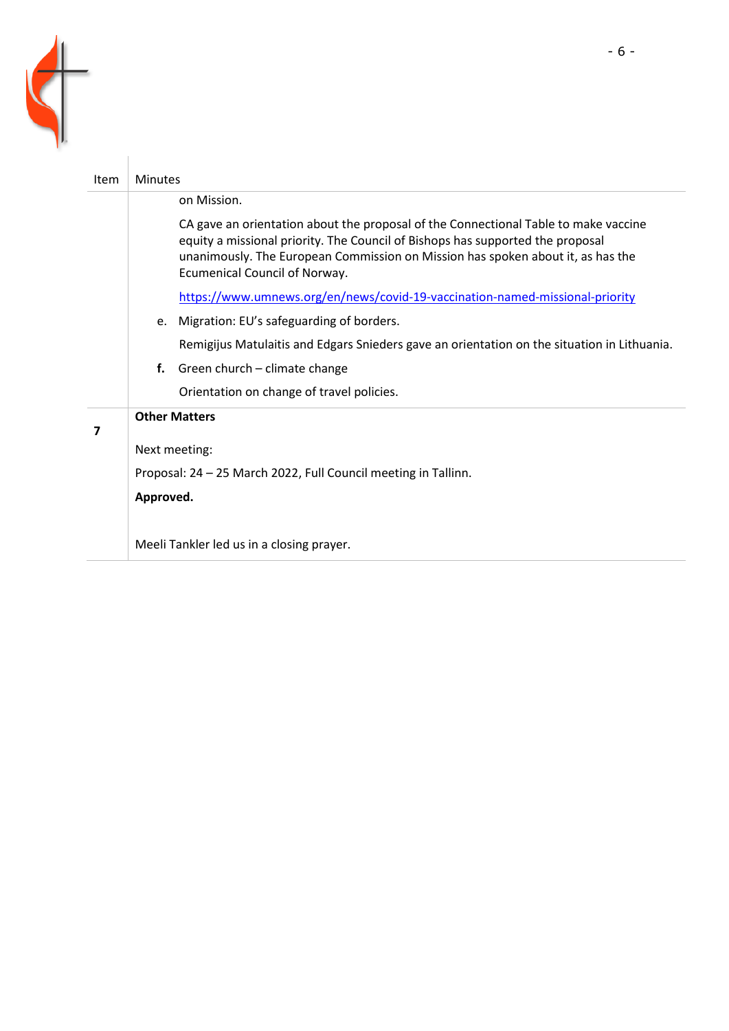| Item | Minutes |
|---|---|
| | on Mission.<br><br>CA gave an orientation about the proposal of the Connectional Table to make vaccine equity a missional priority. The Council of Bishops has supported the proposal unanimously. The European Commission on Mission has spoken about it, as has the Ecumenical Council of Norway.<br><br>https://www.umnews.org/en/news/covid-19-vaccination-named-missional-priority<br><br>e. Migration: EU's safeguarding of borders.<br><br>Remigijus Matulaitis and Edgars Snieders gave an orientation on the situation in Lithuania.<br><br>**f.** Green church – climate change<br><br>Orientation on change of travel policies. |
| **7** | **Other Matters**<br><br>Next meeting:<br><br>Proposal: 24 – 25 March 2022, Full Council meeting in Tallinn.<br><br>**Approved.**<br><br>Meeli Tankler led us in a closing prayer. |